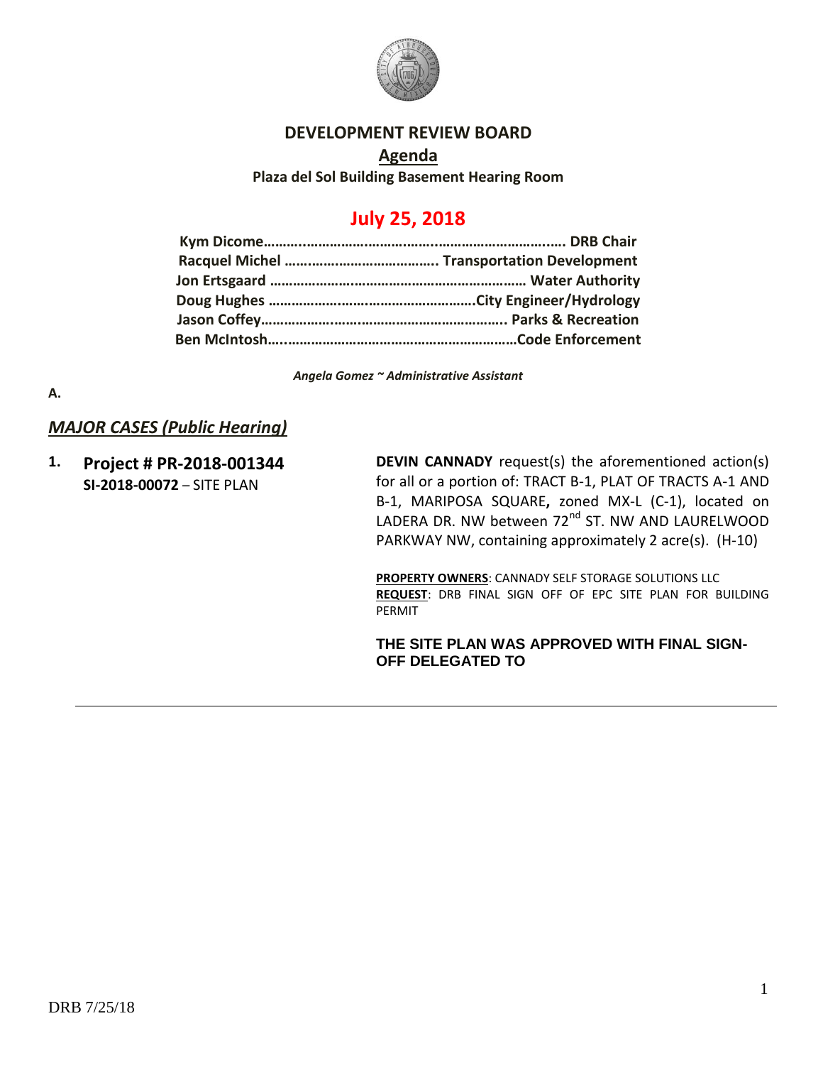# DEVELOPMENT REVIEW BOARD

## Agenda

**Plaza del Sol Building Basement Hearing Room**

## July 25, 2018

**Kym Dicome……………………………………………………………… DRB Chair**
**Racquel Michel ………………………………. Transportation Development**
**Jon Ertsgaard ………………………………………………………… Water Authority**
**Doug Hughes ……………………………………………City Engineer/Hydrology**
**Jason Coffey……………………………………………………….. Parks & Recreation**
**Ben McIntosh…………………………………………………………Code Enforcement**

*Angela Gomez ~ Administrative Assistant*

**A.**

### *MAJOR CASES (Public Hearing)*

**1. Project # PR-2018-001344**
**SI-2018-00072** – SITE PLAN

**DEVIN CANNADY** request(s) the aforementioned action(s) for all or a portion of: TRACT B-1, PLAT OF TRACTS A-1 AND B-1, MARIPOSA SQUARE**,** zoned MX-L (C-1), located on LADERA DR. NW between 72nd ST. NW AND LAURELWOOD PARKWAY NW, containing approximately 2 acre(s). (H-10)

**PROPERTY OWNERS**: CANNADY SELF STORAGE SOLUTIONS LLC
**REQUEST**: DRB FINAL SIGN OFF OF EPC SITE PLAN FOR BUILDING PERMIT

**THE SITE PLAN WAS APPROVED WITH FINAL SIGN-OFF DELEGATED TO**

---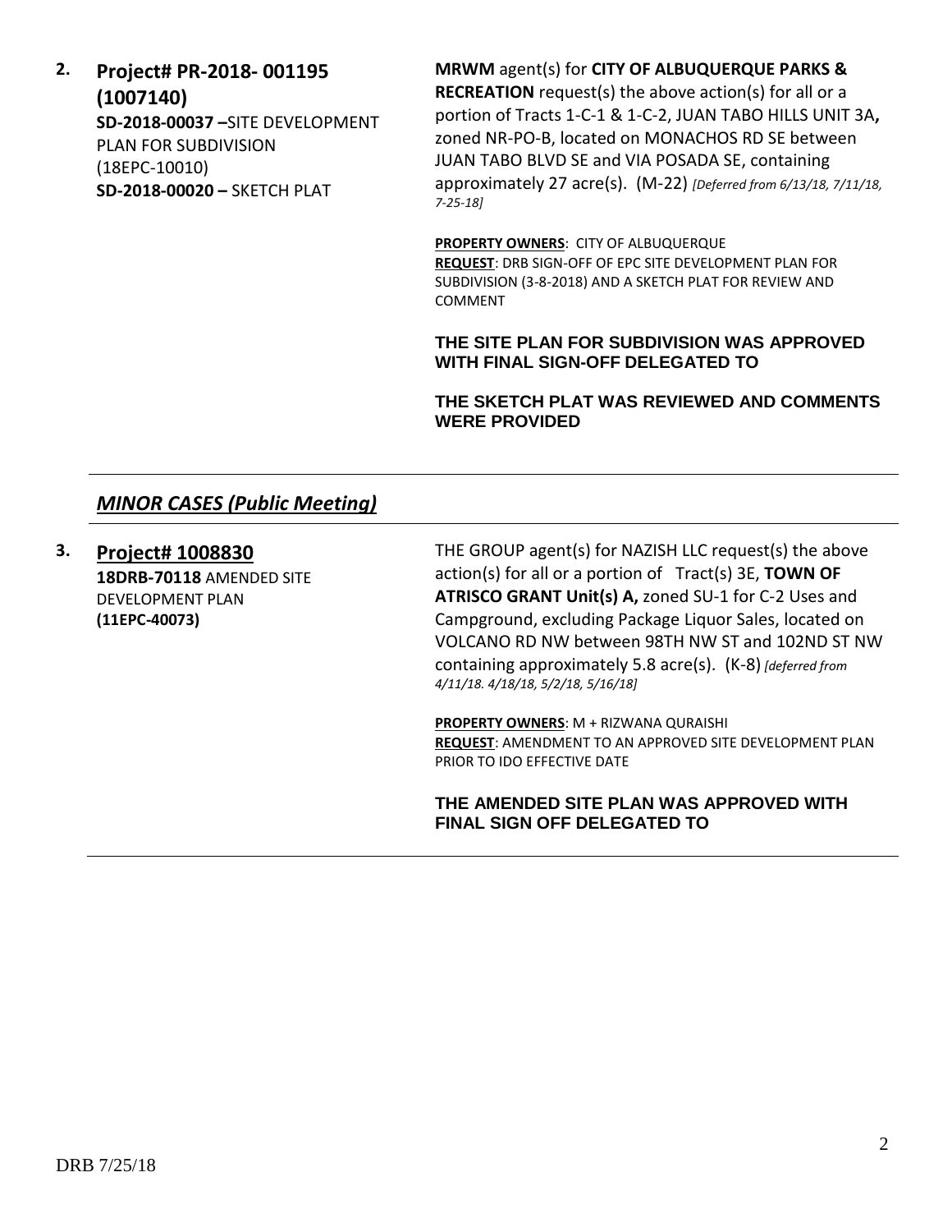**2. Project# PR-2018- 001195 (1007140)**
**SD-2018-00037 –**SITE DEVELOPMENT PLAN FOR SUBDIVISION (18EPC-10010)
**SD-2018-00020 –** SKETCH PLAT

**MRWM** agent(s) for **CITY OF ALBUQUERQUE PARKS & RECREATION** request(s) the above action(s) for all or a portion of Tracts 1-C-1 & 1-C-2, JUAN TABO HILLS UNIT 3A**,** zoned NR-PO-B, located on MONACHOS RD SE between JUAN TABO BLVD SE and VIA POSADA SE, containing approximately 27 acre(s). (M-22) *[Deferred from 6/13/18, 7/11/18, 7-25-18]*

**PROPERTY OWNERS**: CITY OF ALBUQUERQUE
**REQUEST**: DRB SIGN-OFF OF EPC SITE DEVELOPMENT PLAN FOR SUBDIVISION (3-8-2018) AND A SKETCH PLAT FOR REVIEW AND COMMENT

**THE SITE PLAN FOR SUBDIVISION WAS APPROVED WITH FINAL SIGN-OFF DELEGATED TO**

**THE SKETCH PLAT WAS REVIEWED AND COMMENTS WERE PROVIDED**

---

## *MINOR CASES (Public Meeting)*

---

**3. Project# 1008830**
**18DRB-70118** AMENDED SITE DEVELOPMENT PLAN **(11EPC-40073)**

THE GROUP agent(s) for NAZISH LLC request(s) the above action(s) for all or a portion of Tract(s) 3E, **TOWN OF ATRISCO GRANT Unit(s) A,** zoned SU-1 for C-2 Uses and Campground, excluding Package Liquor Sales, located on VOLCANO RD NW between 98TH NW ST and 102ND ST NW containing approximately 5.8 acre(s). (K-8) *[deferred from 4/11/18. 4/18/18, 5/2/18, 5/16/18]*

**PROPERTY OWNERS**: M + RIZWANA QURAISHI
**REQUEST**: AMENDMENT TO AN APPROVED SITE DEVELOPMENT PLAN PRIOR TO IDO EFFECTIVE DATE

**THE AMENDED SITE PLAN WAS APPROVED WITH FINAL SIGN OFF DELEGATED TO**

---

DRB 7/25/18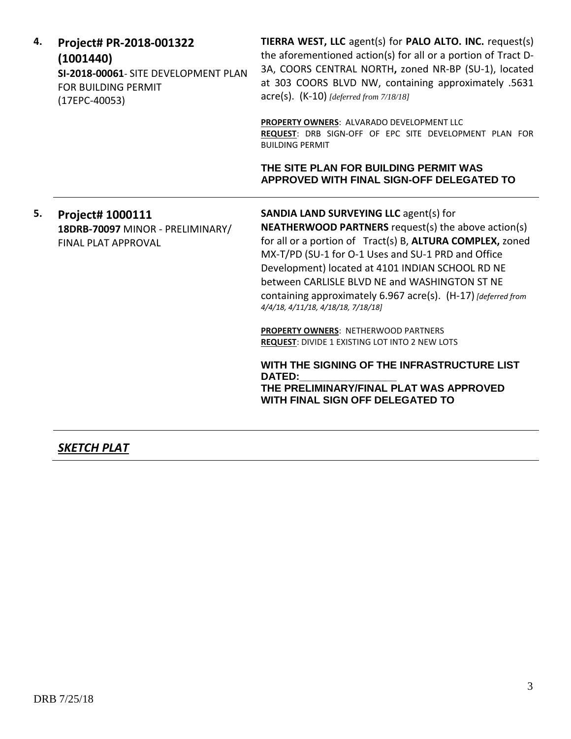**4. Project# PR-2018-001322 (1001440)**
**SI-2018-00061**- SITE DEVELOPMENT PLAN FOR BUILDING PERMIT
(17EPC-40053)

**TIERRA WEST, LLC** agent(s) for **PALO ALTO. INC.** request(s) the aforementioned action(s) for all or a portion of Tract D-3A, COORS CENTRAL NORTH**,** zoned NR-BP (SU-1), located at 303 COORS BLVD NW, containing approximately .5631 acre(s). (K-10) *[deferred from 7/18/18]*

**PROPERTY OWNERS**: ALVARADO DEVELOPMENT LLC
**REQUEST**: DRB SIGN-OFF OF EPC SITE DEVELOPMENT PLAN FOR BUILDING PERMIT

**THE SITE PLAN FOR BUILDING PERMIT WAS APPROVED WITH FINAL SIGN-OFF DELEGATED TO**

---

**5. Project# 1000111**
**18DRB-70097** MINOR - PRELIMINARY/ FINAL PLAT APPROVAL

**SANDIA LAND SURVEYING LLC** agent(s) for **NEATHERWOOD PARTNERS** request(s) the above action(s) for all or a portion of Tract(s) B, **ALTURA COMPLEX,** zoned MX-T/PD (SU-1 for O-1 Uses and SU-1 PRD and Office Development) located at 4101 INDIAN SCHOOL RD NE between CARLISLE BLVD NE and WASHINGTON ST NE containing approximately 6.967 acre(s). (H-17) *[deferred from 4/4/18, 4/11/18, 4/18/18, 7/18/18]*

**PROPERTY OWNERS**: NETHERWOOD PARTNERS
**REQUEST**: DIVIDE 1 EXISTING LOT INTO 2 NEW LOTS

**WITH THE SIGNING OF THE INFRASTRUCTURE LIST DATED:\_\_\_\_\_\_\_\_\_\_\_\_\_\_\_\_\_**
**THE PRELIMINARY/FINAL PLAT WAS APPROVED WITH FINAL SIGN OFF DELEGATED TO**

---

## ***SKETCH PLAT***

DRB 7/25/18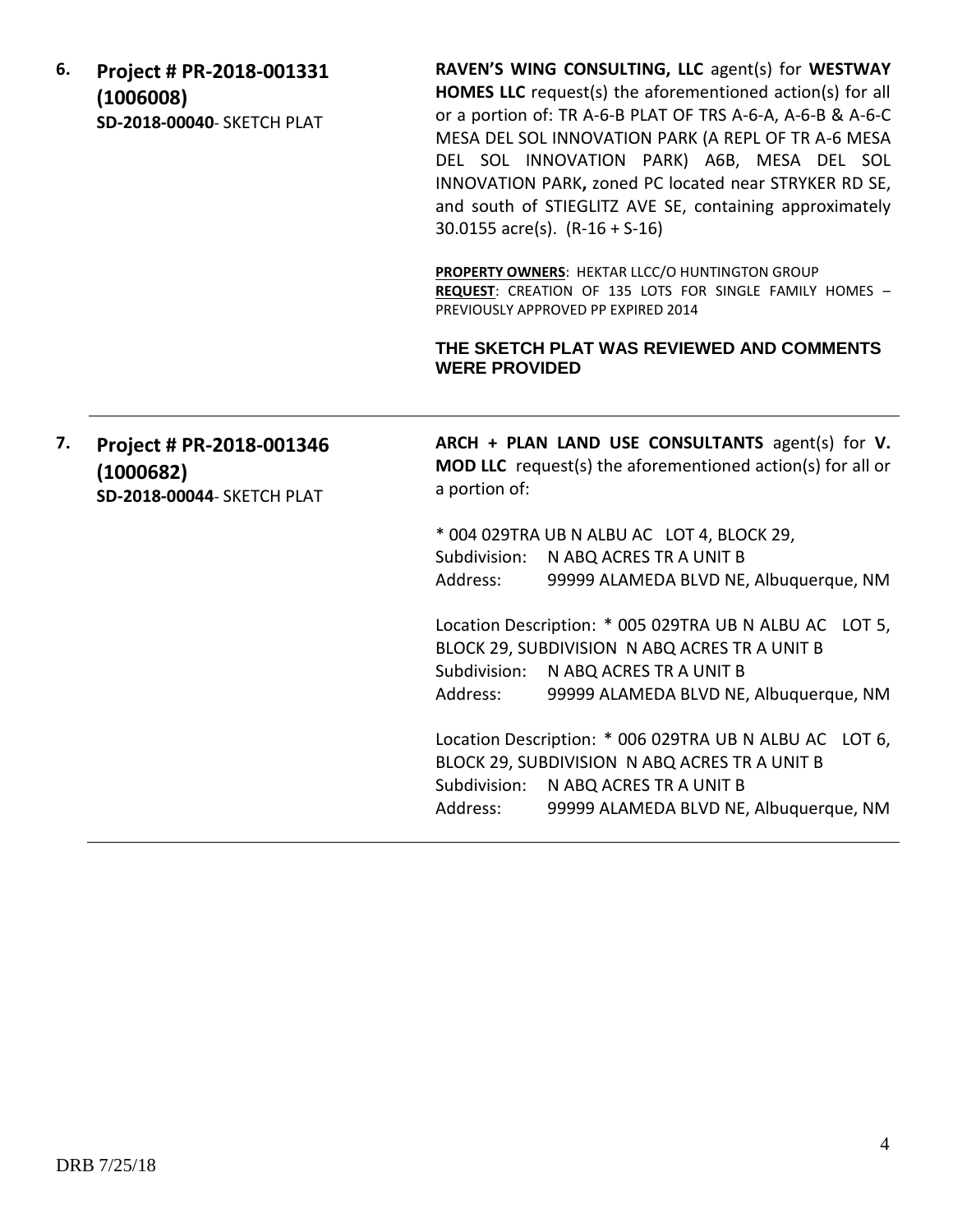**6. Project # PR-2018-001331 (1006008)**
**SD-2018-00040**- SKETCH PLAT

**RAVEN'S WING CONSULTING, LLC** agent(s) for **WESTWAY HOMES LLC** request(s) the aforementioned action(s) for all or a portion of: TR A-6-B PLAT OF TRS A-6-A, A-6-B & A-6-C MESA DEL SOL INNOVATION PARK (A REPL OF TR A-6 MESA DEL SOL INNOVATION PARK) A6B, MESA DEL SOL INNOVATION PARK**,** zoned PC located near STRYKER RD SE, and south of STIEGLITZ AVE SE, containing approximately 30.0155 acre(s). (R-16 + S-16)

**PROPERTY OWNERS**: HEKTAR LLCC/O HUNTINGTON GROUP
**REQUEST**: CREATION OF 135 LOTS FOR SINGLE FAMILY HOMES – PREVIOUSLY APPROVED PP EXPIRED 2014

**THE SKETCH PLAT WAS REVIEWED AND COMMENTS WERE PROVIDED**

---

**7. Project # PR-2018-001346 (1000682)**
**SD-2018-00044**- SKETCH PLAT

**ARCH + PLAN LAND USE CONSULTANTS** agent(s) for **V. MOD LLC** request(s) the aforementioned action(s) for all or a portion of:

* 004 029TRA UB N ALBU AC LOT 4, BLOCK 29,
Subdivision: N ABQ ACRES TR A UNIT B
Address: 99999 ALAMEDA BLVD NE, Albuquerque, NM

Location Description: * 005 029TRA UB N ALBU AC LOT 5, BLOCK 29, SUBDIVISION N ABQ ACRES TR A UNIT B
Subdivision: N ABQ ACRES TR A UNIT B
Address: 99999 ALAMEDA BLVD NE, Albuquerque, NM

Location Description: * 006 029TRA UB N ALBU AC LOT 6, BLOCK 29, SUBDIVISION N ABQ ACRES TR A UNIT B
Subdivision: N ABQ ACRES TR A UNIT B
Address: 99999 ALAMEDA BLVD NE, Albuquerque, NM

---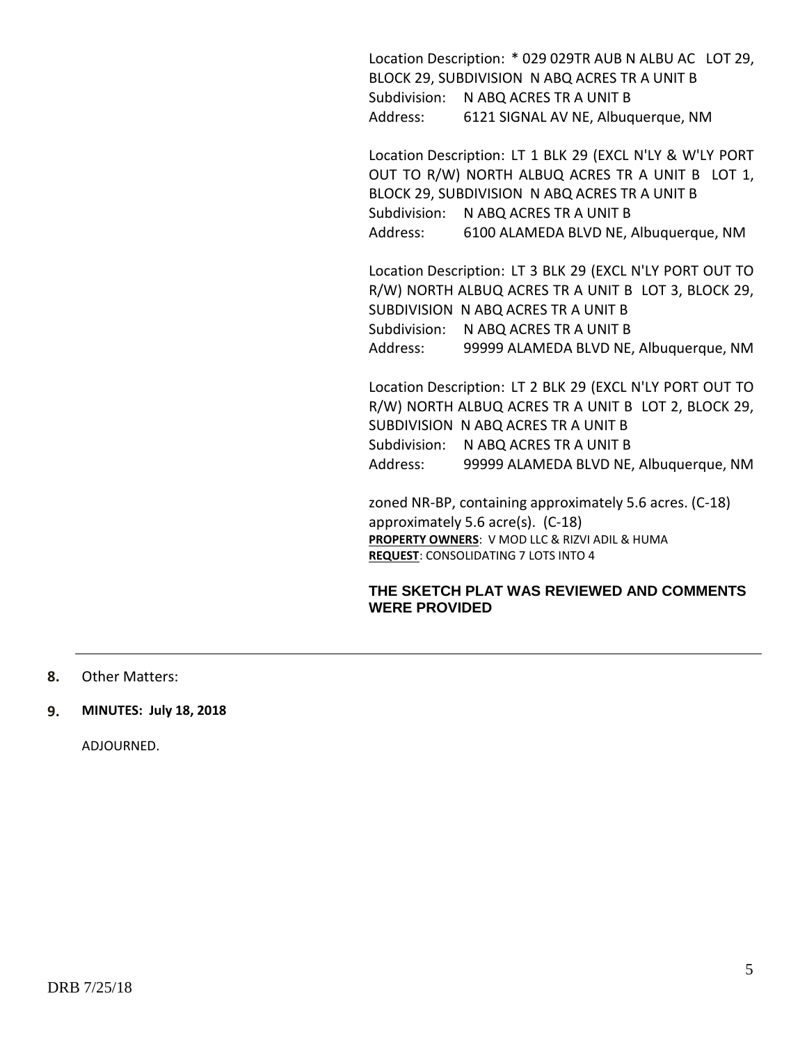Location Description: * 029 029TR AUB N ALBU AC LOT 29, BLOCK 29, SUBDIVISION N ABQ ACRES TR A UNIT B
Subdivision: N ABQ ACRES TR A UNIT B
Address: 6121 SIGNAL AV NE, Albuquerque, NM

Location Description: LT 1 BLK 29 (EXCL N'LY & W'LY PORT OUT TO R/W) NORTH ALBUQ ACRES TR A UNIT B LOT 1, BLOCK 29, SUBDIVISION N ABQ ACRES TR A UNIT B
Subdivision: N ABQ ACRES TR A UNIT B
Address: 6100 ALAMEDA BLVD NE, Albuquerque, NM

Location Description: LT 3 BLK 29 (EXCL N'LY PORT OUT TO R/W) NORTH ALBUQ ACRES TR A UNIT B LOT 3, BLOCK 29, SUBDIVISION N ABQ ACRES TR A UNIT B
Subdivision: N ABQ ACRES TR A UNIT B
Address: 99999 ALAMEDA BLVD NE, Albuquerque, NM

Location Description: LT 2 BLK 29 (EXCL N'LY PORT OUT TO R/W) NORTH ALBUQ ACRES TR A UNIT B LOT 2, BLOCK 29, SUBDIVISION N ABQ ACRES TR A UNIT B
Subdivision: N ABQ ACRES TR A UNIT B
Address: 99999 ALAMEDA BLVD NE, Albuquerque, NM

zoned NR-BP, containing approximately 5.6 acres. (C-18) approximately 5.6 acre(s). (C-18)
**PROPERTY OWNERS**: V MOD LLC & RIZVI ADIL & HUMA
**REQUEST**: CONSOLIDATING 7 LOTS INTO 4

**THE SKETCH PLAT WAS REVIEWED AND COMMENTS WERE PROVIDED**

---

**8.** Other Matters:

**9.** **MINUTES: July 18, 2018**

ADJOURNED.